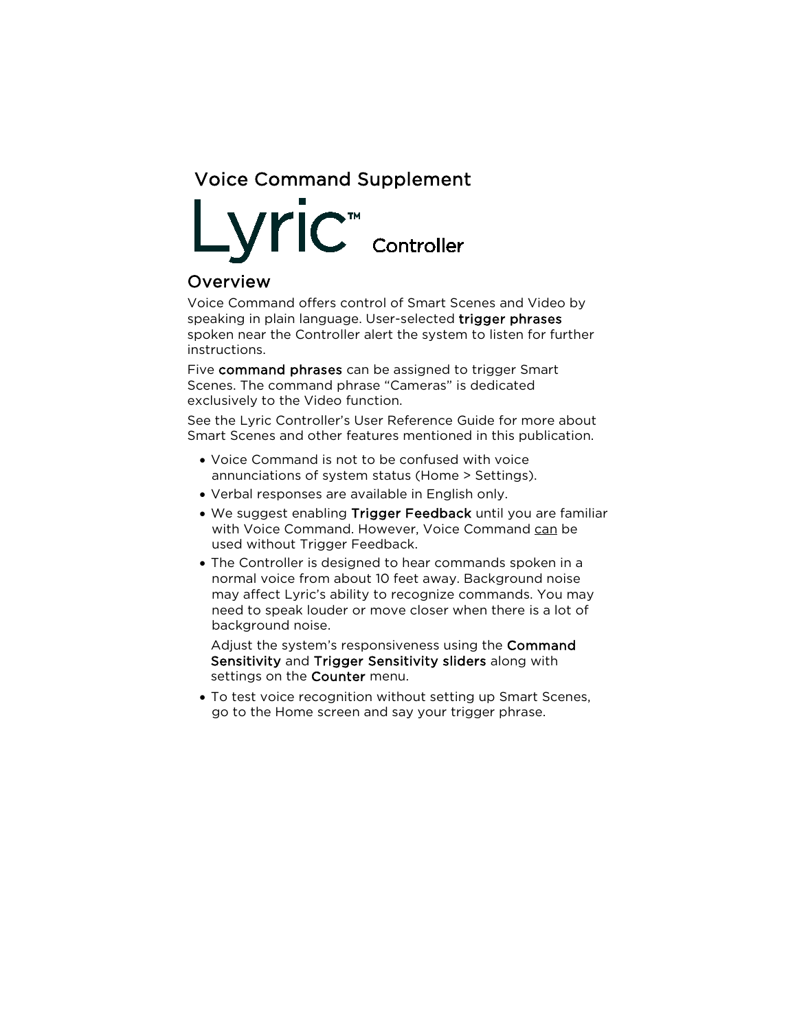Voice Command Supplement

# Lyric™ Controller

## Overview

Voice Command offers control of Smart Scenes and Video by speaking in plain language. User-selected **trigger phrases** spoken near the Controller alert the system to listen for further instructions.

Five **command phrases** can be assigned to trigger Smart Scenes. The command phrase “Cameras” is dedicated exclusively to the Video function.

See the Lyric Controller’s User Reference Guide for more about Smart Scenes and other features mentioned in this publication.

- Voice Command is not to be confused with voice annunciations of system status (Home > Settings).
- Verbal responses are available in English only.
- We suggest enabling **Trigger Feedback** until you are familiar with Voice Command. However, Voice Command <u>can</u> be used without Trigger Feedback.
- The Controller is designed to hear commands spoken in a normal voice from about 10 feet away. Background noise may affect Lyric’s ability to recognize commands. You may need to speak louder or move closer when there is a lot of background noise.

  Adjust the system’s responsiveness using the **Command Sensitivity** and **Trigger Sensitivity sliders** along with settings on the **Counter** menu.
- To test voice recognition without setting up Smart Scenes, go to the Home screen and say your trigger phrase.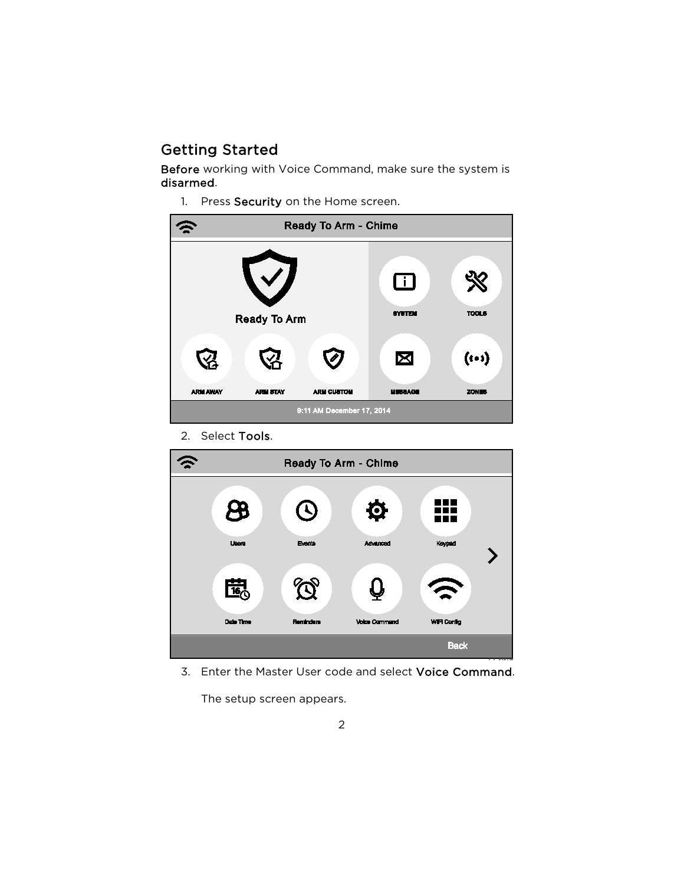## Getting Started

**Before** working with Voice Command, make sure the system is **disarmed**.

1. Press **Security** on the Home screen.

2. Select **Tools**.

3. Enter the Master User code and select **Voice Command**.

   The setup screen appears.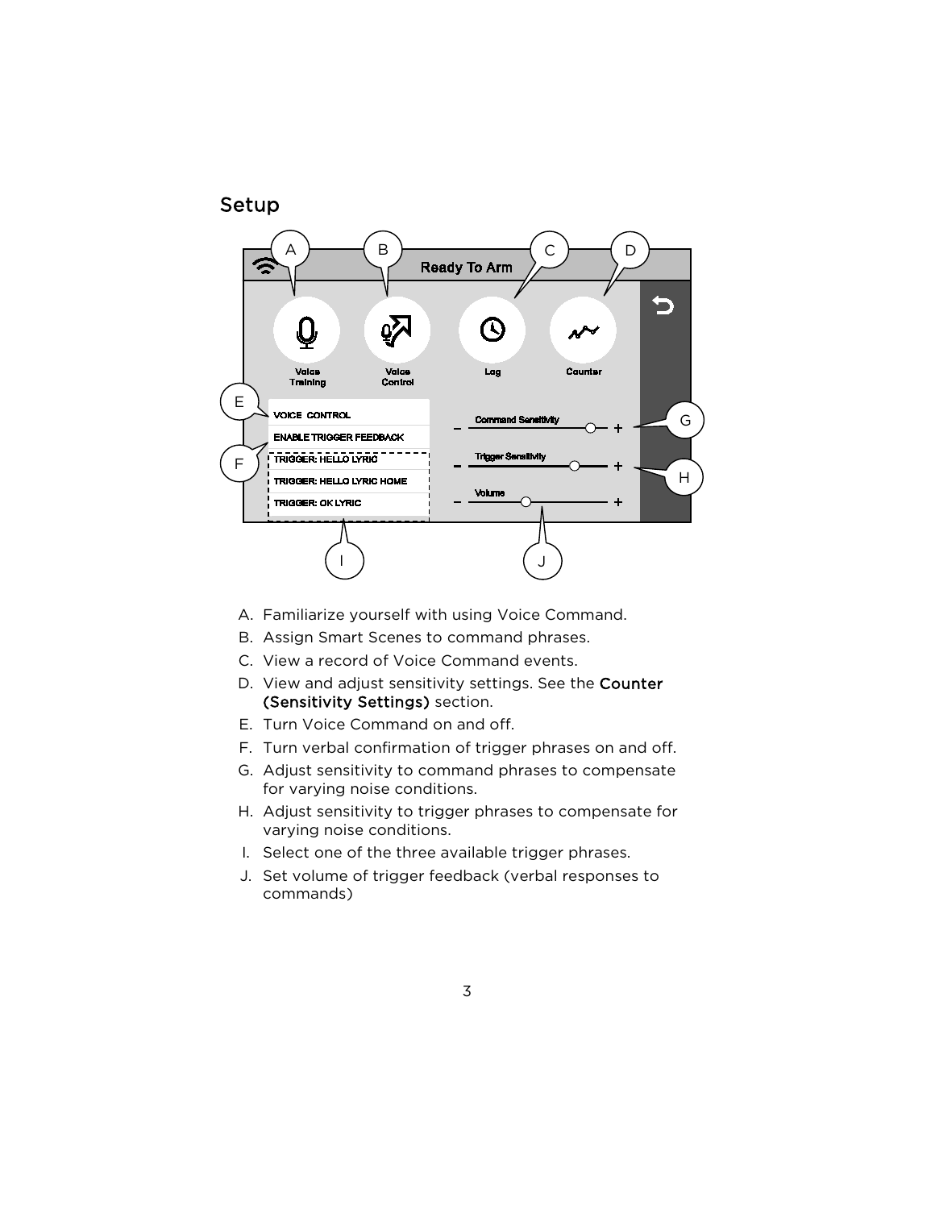## Setup

A. Familiarize yourself with using Voice Command.

B. Assign Smart Scenes to command phrases.

C. View a record of Voice Command events.

D. View and adjust sensitivity settings. See the **Counter (Sensitivity Settings)** section.

E. Turn Voice Command on and off.

F. Turn verbal confirmation of trigger phrases on and off.

G. Adjust sensitivity to command phrases to compensate for varying noise conditions.

H. Adjust sensitivity to trigger phrases to compensate for varying noise conditions.

I. Select one of the three available trigger phrases.

J. Set volume of trigger feedback (verbal responses to commands)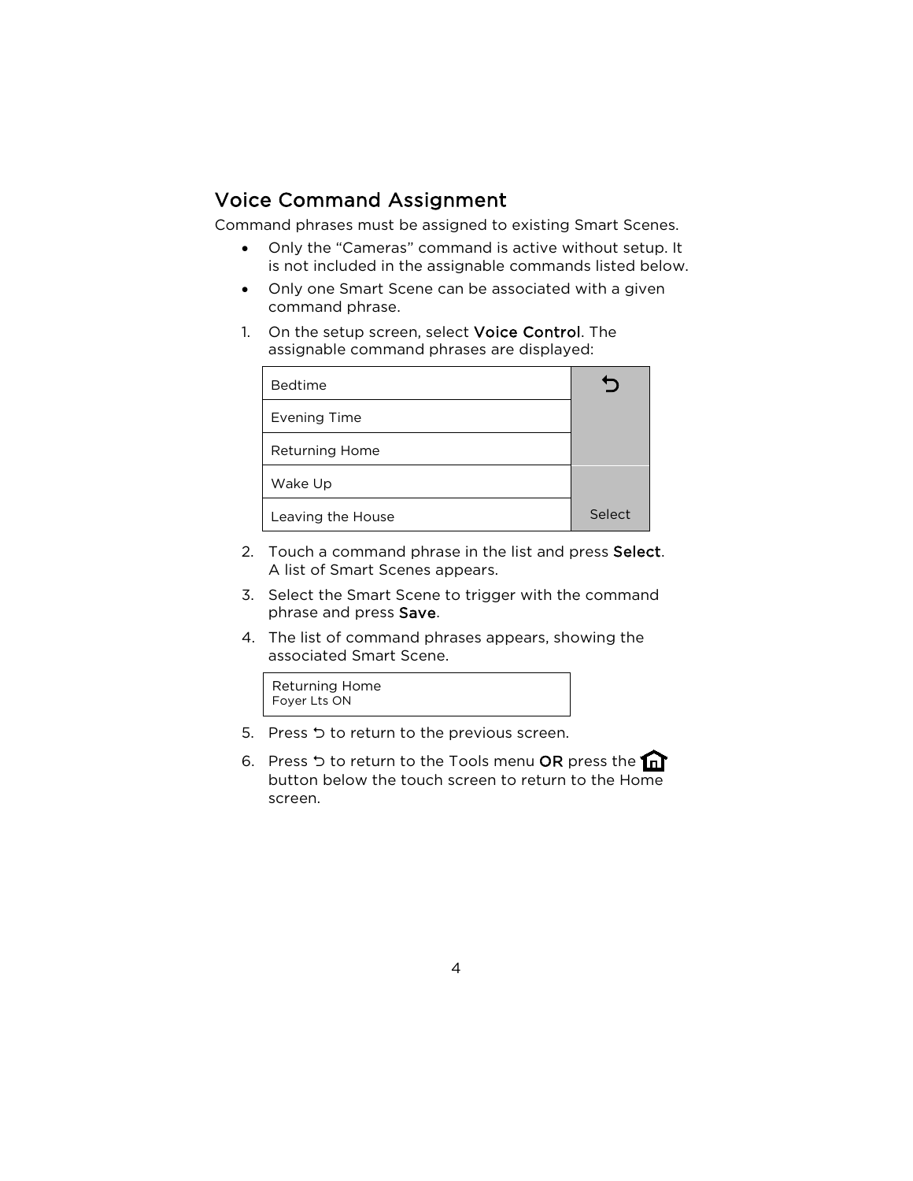## Voice Command Assignment

Command phrases must be assigned to existing Smart Scenes.

- Only the "Cameras" command is active without setup. It is not included in the assignable commands listed below.
- Only one Smart Scene can be associated with a given command phrase.

1. On the setup screen, select **Voice Control**. The assignable command phrases are displayed:

| Command phrase | |
|---|---|
| Bedtime | ⮌ |
| Evening Time | |
| Returning Home | |
| Wake Up | |
| Leaving the House | Select |

2. Touch a command phrase in the list and press **Select**. A list of Smart Scenes appears.
3. Select the Smart Scene to trigger with the command phrase and press **Save**.
4. The list of command phrases appears, showing the associated Smart Scene.

| Returning Home<br>Foyer Lts ON |
|---|

5. Press ⮌ to return to the previous screen.
6. Press ⮌ to return to the Tools menu **OR** press the 🏠 button below the touch screen to return to the Home screen.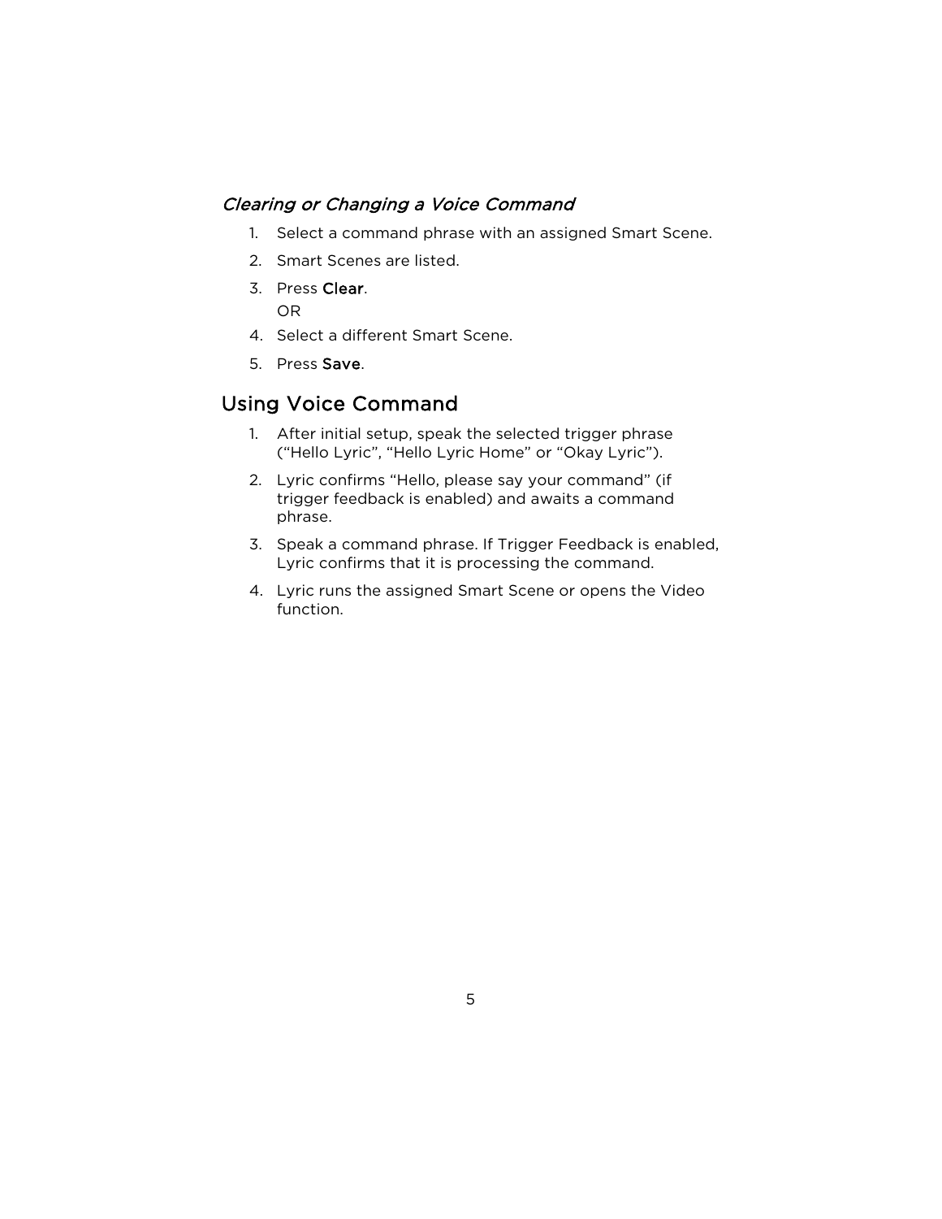### *Clearing or Changing a Voice Command*

1. Select a command phrase with an assigned Smart Scene.
2. Smart Scenes are listed.
3. Press **Clear**.
   OR
4. Select a different Smart Scene.
5. Press **Save**.

## Using Voice Command

1. After initial setup, speak the selected trigger phrase (“Hello Lyric”, “Hello Lyric Home” or “Okay Lyric”).
2. Lyric confirms “Hello, please say your command” (if trigger feedback is enabled) and awaits a command phrase.
3. Speak a command phrase. If Trigger Feedback is enabled, Lyric confirms that it is processing the command.
4. Lyric runs the assigned Smart Scene or opens the Video function.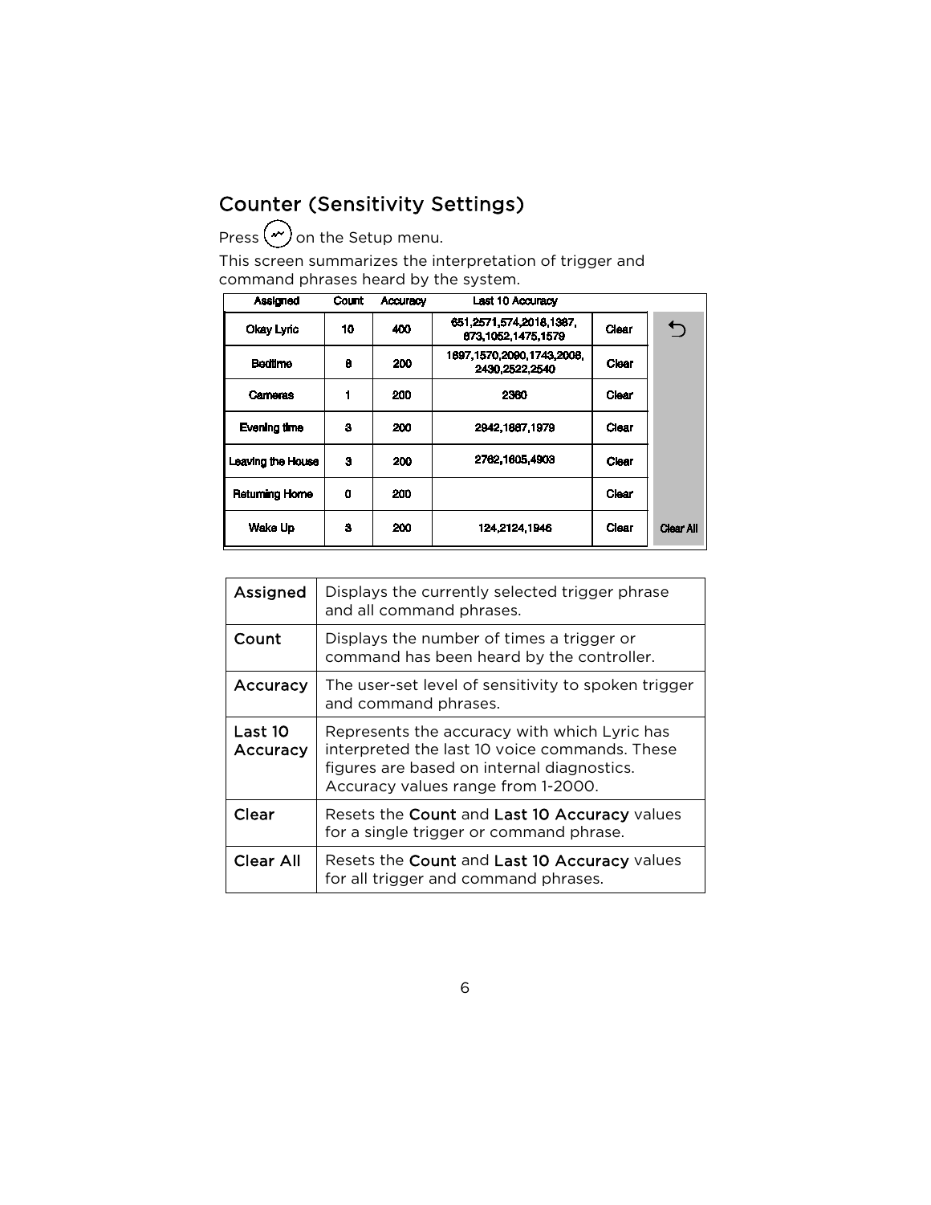## Counter (Sensitivity Settings)

Press (icon) on the Setup menu.

This screen summarizes the interpretation of trigger and command phrases heard by the system.

| Assigned | Count | Accuracy | Last 10 Accuracy | | |
|---|---|---|---|---|---|
| Okay Lyric | 10 | 400 | 651,2571,574,2018,1387, 873,1052,1475,1579 | Clear | ⮌ |
| Bedtime | 8 | 200 | 1897,1570,2090,1743,2008, 2430,2522,2540 | Clear | |
| Cameras | 1 | 200 | 2380 | Clear | |
| Evening time | 3 | 200 | 2942,1887,1979 | Clear | |
| Leaving the House | 3 | 200 | 2762,1605,4903 | Clear | |
| Returning Home | 0 | 200 | | Clear | |
| Wake Up | 3 | 200 | 124,2124,1946 | Clear | Clear All |

| | |
|---|---|
| Assigned | Displays the currently selected trigger phrase and all command phrases. |
| Count | Displays the number of times a trigger or command has been heard by the controller. |
| Accuracy | The user-set level of sensitivity to spoken trigger and command phrases. |
| Last 10 Accuracy | Represents the accuracy with which Lyric has interpreted the last 10 voice commands. These figures are based on internal diagnostics. Accuracy values range from 1-2000. |
| Clear | Resets the **Count** and **Last 10 Accuracy** values for a single trigger or command phrase. |
| Clear All | Resets the **Count** and **Last 10 Accuracy** values for all trigger and command phrases. |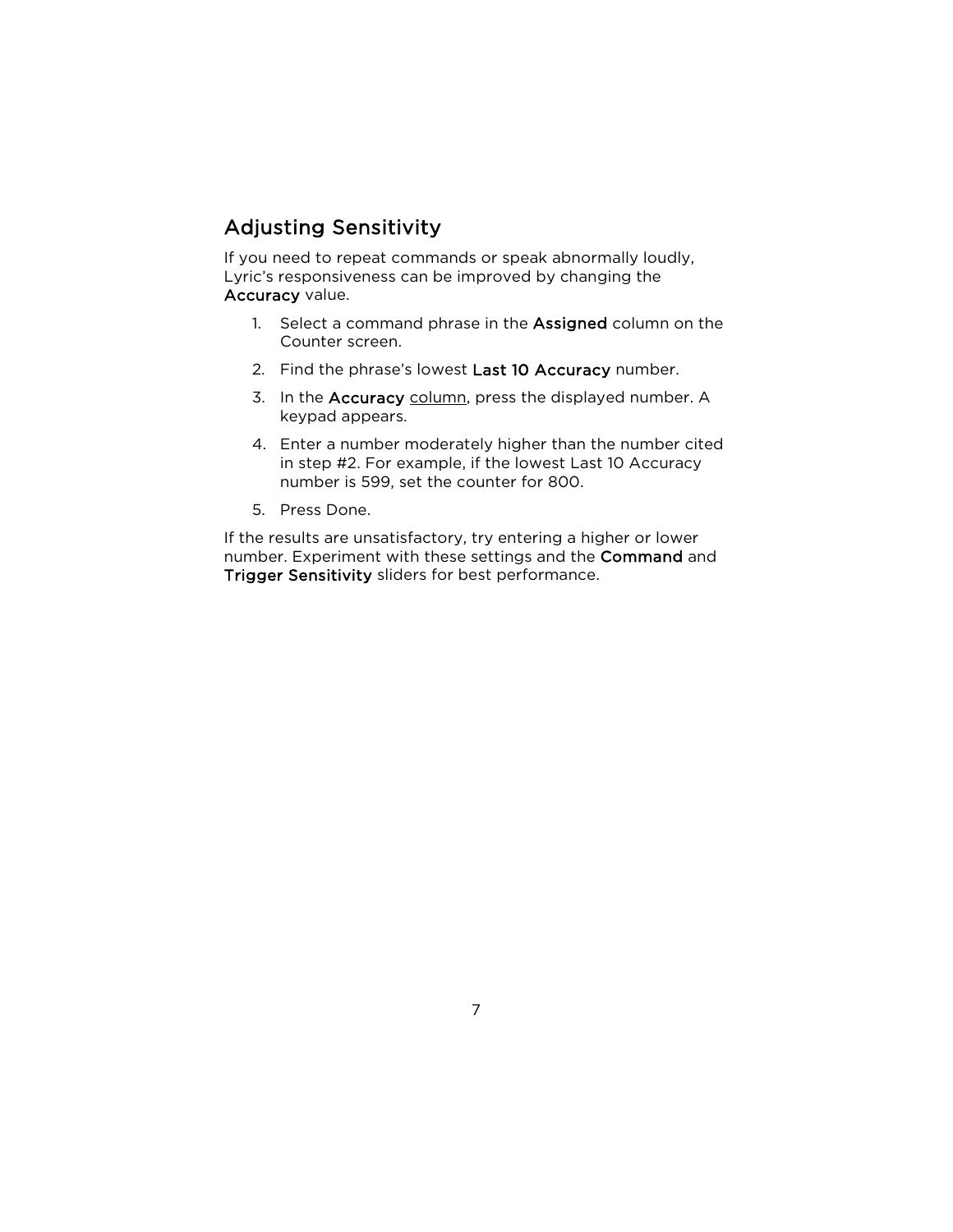## Adjusting Sensitivity

If you need to repeat commands or speak abnormally loudly, Lyric's responsiveness can be improved by changing the **Accuracy** value.

1. Select a command phrase in the **Assigned** column on the Counter screen.
2. Find the phrase's lowest **Last 10 Accuracy** number.
3. In the **Accuracy** column, press the displayed number. A keypad appears.
4. Enter a number moderately higher than the number cited in step #2. For example, if the lowest Last 10 Accuracy number is 599, set the counter for 800.
5. Press Done.

If the results are unsatisfactory, try entering a higher or lower number. Experiment with these settings and the **Command** and **Trigger Sensitivity** sliders for best performance.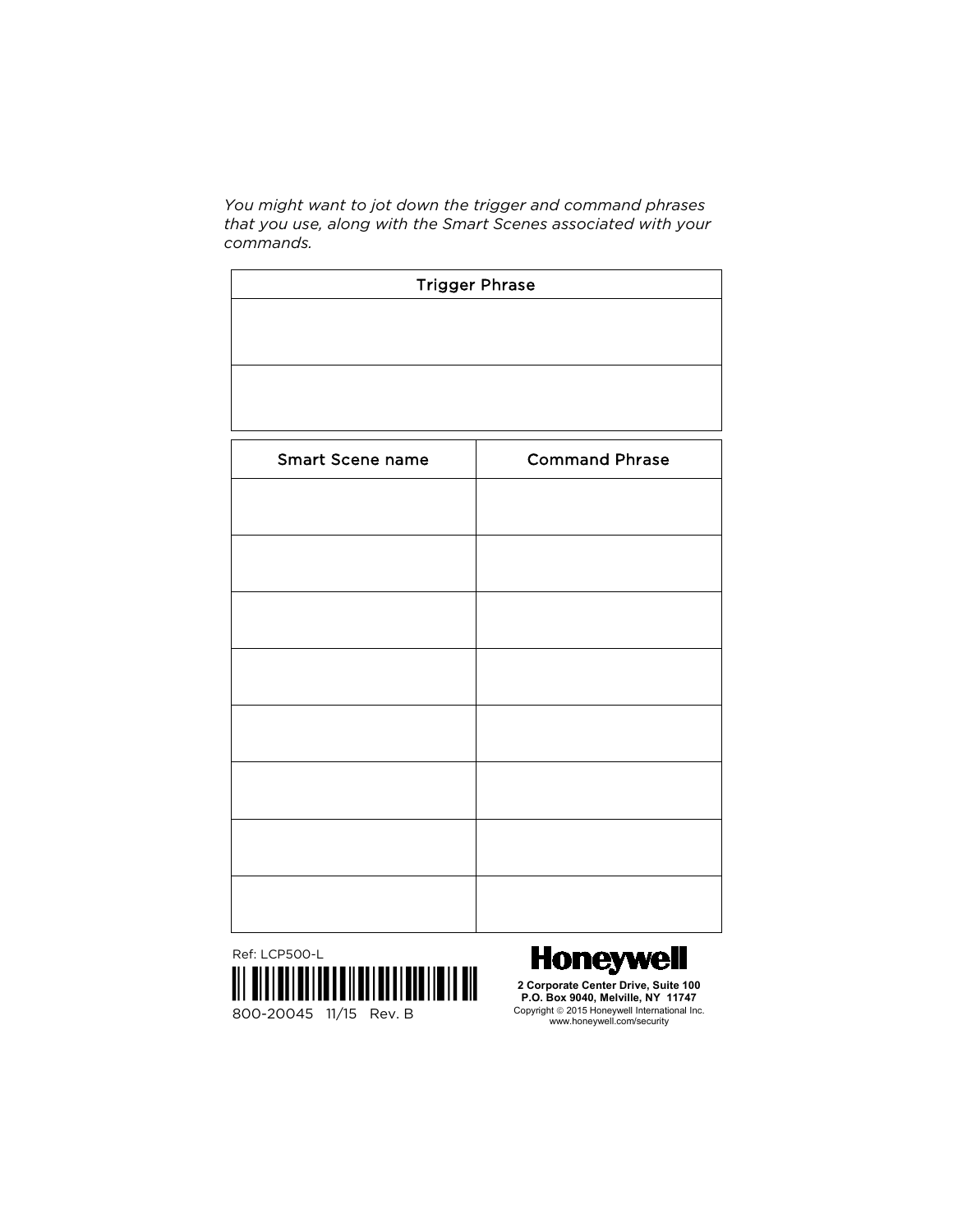*You might want to jot down the trigger and command phrases that you use, along with the Smart Scenes associated with your commands.*

| Trigger Phrase |
|---|
| |
| |

| Smart Scene name | Command Phrase |
|---|---|
| | |
| | |
| | |
| | |
| | |
| | |
| | |
| | |

Ref: LCP500-L

800-20045 11/15 Rev. B

**Honeywell**

**2 Corporate Center Drive, Suite 100**
**P.O. Box 9040, Melville, NY 11747**
Copyright © 2015 Honeywell International Inc.
www.honeywell.com/security